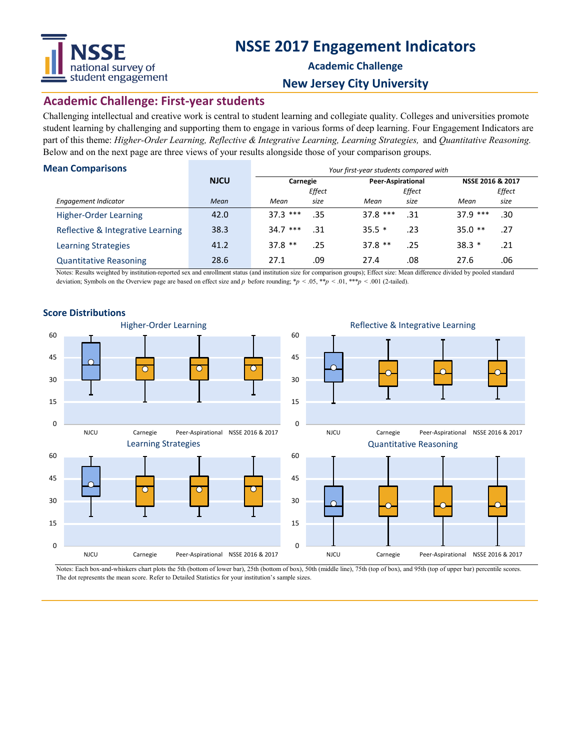# NSSE 2017 Engagement Indicators

### Academic Challenge

### New Jersey City University

## Academic Challenge: First-year students

Challenging intellectual and creative work is central to student learning and collegiate quality. Colleges and universities promote student learning by challenging and supporting them to engage in various forms of deep learning. Four Engagement Indicators are part of this theme: *Higher-Order Learning, Reflective & Integrative Learning, Learning Strategies,* and *Quantitative Reasoning.* Below and on the next page are three views of your results alongside those of your comparison groups.

### Mean Comparisons

| | NJCU | *Your first-year students compared with* | | | | | |
|---|---|---|---|---|---|---|---|
| | | Carnegie | | Peer-Aspirational | | NSSE 2016 & 2017 | |
| *Engagement Indicator* | *Mean* | *Mean* | *Effect size* | *Mean* | *Effect size* | *Mean* | *Effect size* |
| Higher-Order Learning | 42.0 | 37.3 *** | .35 | 37.8 *** | .31 | 37.9 *** | .30 |
| Reflective & Integrative Learning | 38.3 | 34.7 *** | .31 | 35.5 * | .23 | 35.0 ** | .27 |
| Learning Strategies | 41.2 | 37.8 ** | .25 | 37.8 ** | .25 | 38.3 * | .21 |
| Quantitative Reasoning | 28.6 | 27.1 | .09 | 27.4 | .08 | 27.6 | .06 |

Notes: Results weighted by institution-reported sex and enrollment status (and institution size for comparison groups); Effect size: Mean difference divided by pooled standard deviation; Symbols on the Overview page are based on effect size and $p$ before rounding; *$p < .05$, **$p < .01$, ***$p < .001$ (2-tailed).

### Score Distributions

Notes: Each box-and-whiskers chart plots the 5th (bottom of lower bar), 25th (bottom of box), 50th (middle line), 75th (top of box), and 95th (top of upper bar) percentile scores. The dot represents the mean score. Refer to Detailed Statistics for your institution's sample sizes.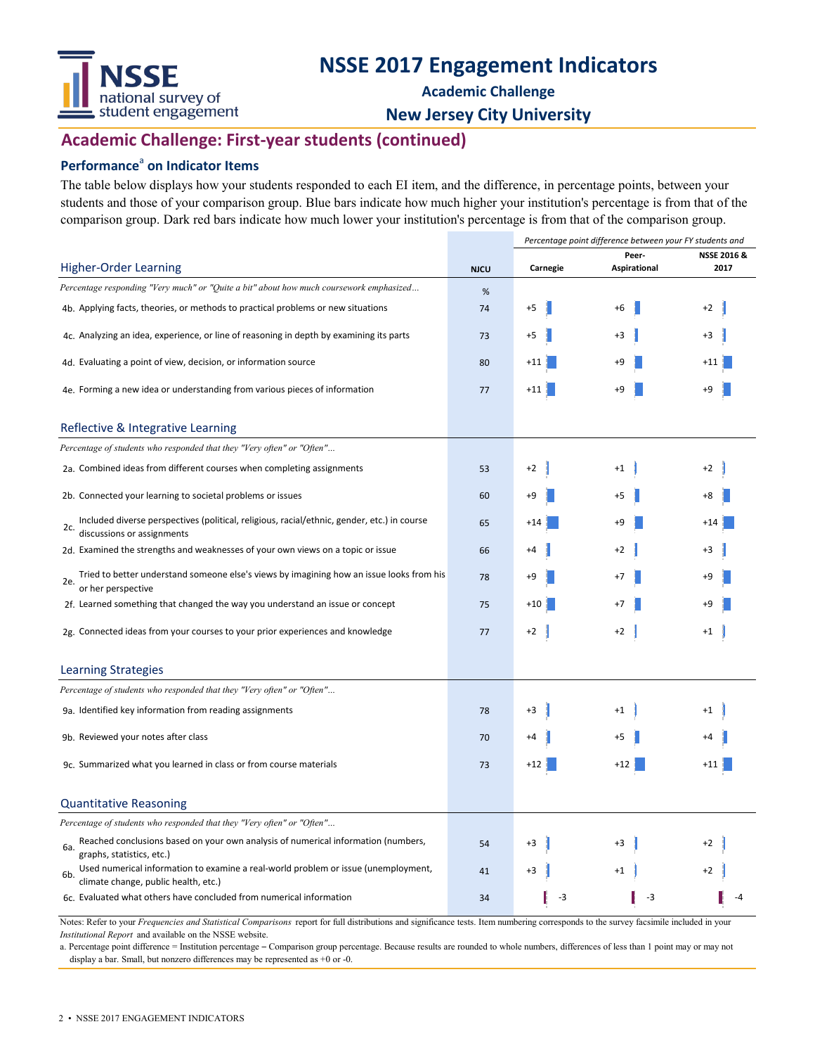# NSSE 2017 Engagement Indicators

**Academic Challenge**

**New Jersey City University**

## Academic Challenge: First-year students (continued)

### Performance[a] on Indicator Items

The table below displays how your students responded to each EI item, and the difference, in percentage points, between your students and those of your comparison group. Blue bars indicate how much higher your institution's percentage is from that of the comparison group. Dark red bars indicate how much lower your institution's percentage is from that of the comparison group.

| | NJCU | *Percentage point difference between your FY students and* Carnegie | Peer-Aspirational | NSSE 2016 & 2017 |
|---|---|---|---|---|
| **Higher-Order Learning** | | | | |
| *Percentage responding "Very much" or "Quite a bit" about how much coursework emphasized…* | % | | | |
| 4b. Applying facts, theories, or methods to practical problems or new situations | 74 | +5 | +6 | +2 |
| 4c. Analyzing an idea, experience, or line of reasoning in depth by examining its parts | 73 | +5 | +3 | +3 |
| 4d. Evaluating a point of view, decision, or information source | 80 | +11 | +9 | +11 |
| 4e. Forming a new idea or understanding from various pieces of information | 77 | +11 | +9 | +9 |
| **Reflective & Integrative Learning** | | | | |
| *Percentage of students who responded that they "Very often" or "Often"…* | | | | |
| 2a. Combined ideas from different courses when completing assignments | 53 | +2 | +1 | +2 |
| 2b. Connected your learning to societal problems or issues | 60 | +9 | +5 | +8 |
| 2c. Included diverse perspectives (political, religious, racial/ethnic, gender, etc.) in course discussions or assignments | 65 | +14 | +9 | +14 |
| 2d. Examined the strengths and weaknesses of your own views on a topic or issue | 66 | +4 | +2 | +3 |
| 2e. Tried to better understand someone else's views by imagining how an issue looks from his or her perspective | 78 | +9 | +7 | +9 |
| 2f. Learned something that changed the way you understand an issue or concept | 75 | +10 | +7 | +9 |
| 2g. Connected ideas from your courses to your prior experiences and knowledge | 77 | +2 | +2 | +1 |
| **Learning Strategies** | | | | |
| *Percentage of students who responded that they "Very often" or "Often"…* | | | | |
| 9a. Identified key information from reading assignments | 78 | +3 | +1 | +1 |
| 9b. Reviewed your notes after class | 70 | +4 | +5 | +4 |
| 9c. Summarized what you learned in class or from course materials | 73 | +12 | +12 | +11 |
| **Quantitative Reasoning** | | | | |
| *Percentage of students who responded that they "Very often" or "Often"…* | | | | |
| 6a. Reached conclusions based on your own analysis of numerical information (numbers, graphs, statistics, etc.) | 54 | +3 | +3 | +2 |
| 6b. Used numerical information to examine a real-world problem or issue (unemployment, climate change, public health, etc.) | 41 | +3 | +1 | +2 |
| 6c. Evaluated what others have concluded from numerical information | 34 | -3 | -3 | -4 |

Notes: Refer to your *Frequencies and Statistical Comparisons* report for full distributions and significance tests. Item numbering corresponds to the survey facsimile included in your *Institutional Report* and available on the NSSE website.

a. Percentage point difference = Institution percentage – Comparison group percentage. Because results are rounded to whole numbers, differences of less than 1 point may or may not display a bar. Small, but nonzero differences may be represented as +0 or -0.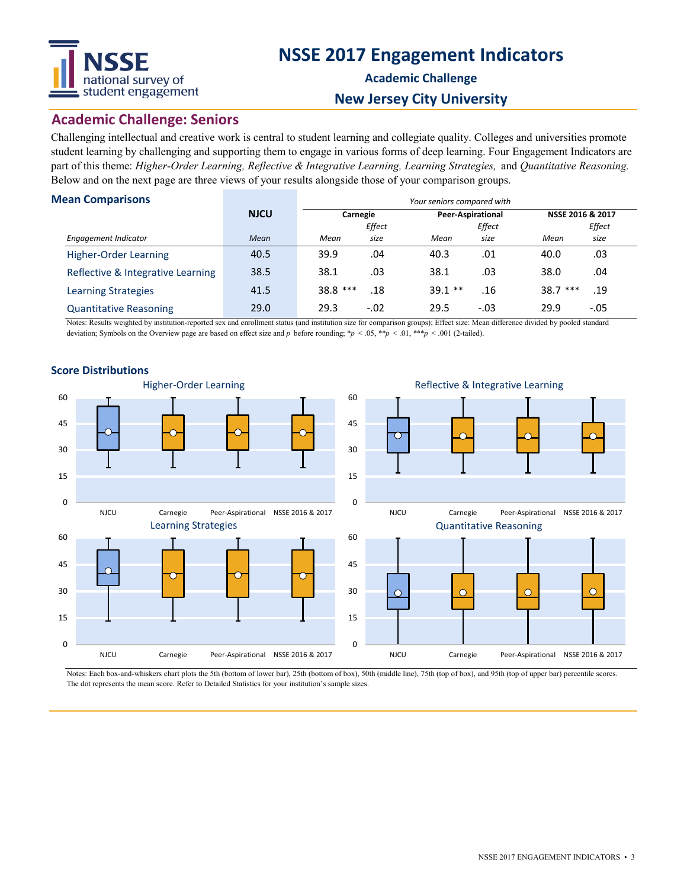# NSSE 2017 Engagement Indicators

**Academic Challenge**

**New Jersey City University**

## Academic Challenge: Seniors

Challenging intellectual and creative work is central to student learning and collegiate quality. Colleges and universities promote student learning by challenging and supporting them to engage in various forms of deep learning. Four Engagement Indicators are part of this theme: *Higher-Order Learning, Reflective & Integrative Learning, Learning Strategies,* and *Quantitative Reasoning.* Below and on the next page are three views of your results alongside those of your comparison groups.

### Mean Comparisons

| | NJCU | *Your seniors compared with* | | | | | |
|---|---|---|---|---|---|---|---|
| | | **Carnegie** | | **Peer-Aspirational** | | **NSSE 2016 & 2017** | |
| *Engagement Indicator* | *Mean* | *Mean* | *Effect size* | *Mean* | *Effect size* | *Mean* | *Effect size* |
| Higher-Order Learning | 40.5 | 39.9 | .04 | 40.3 | .01 | 40.0 | .03 |
| Reflective & Integrative Learning | 38.5 | 38.1 | .03 | 38.1 | .03 | 38.0 | .04 |
| Learning Strategies | 41.5 | 38.8 *** | .18 | 39.1 ** | .16 | 38.7 *** | .19 |
| Quantitative Reasoning | 29.0 | 29.3 | -.02 | 29.5 | -.03 | 29.9 | -.05 |

Notes: Results weighted by institution-reported sex and enrollment status (and institution size for comparison groups); Effect size: Mean difference divided by pooled standard deviation; Symbols on the Overview page are based on effect size and $p$ before rounding; $*p < .05$, $**p < .01$, $***p < .001$ (2-tailed).

### Score Distributions

Higher-Order Learning | Reflective & Integrative Learning | Learning Strategies | Quantitative Reasoning

(Box plots for NJCU, Carnegie, Peer-Aspirational, NSSE 2016 & 2017)

Notes: Each box-and-whiskers chart plots the 5th (bottom of lower bar), 25th (bottom of box), 50th (middle line), 75th (top of box), and 95th (top of upper bar) percentile scores. The dot represents the mean score. Refer to Detailed Statistics for your institution's sample sizes.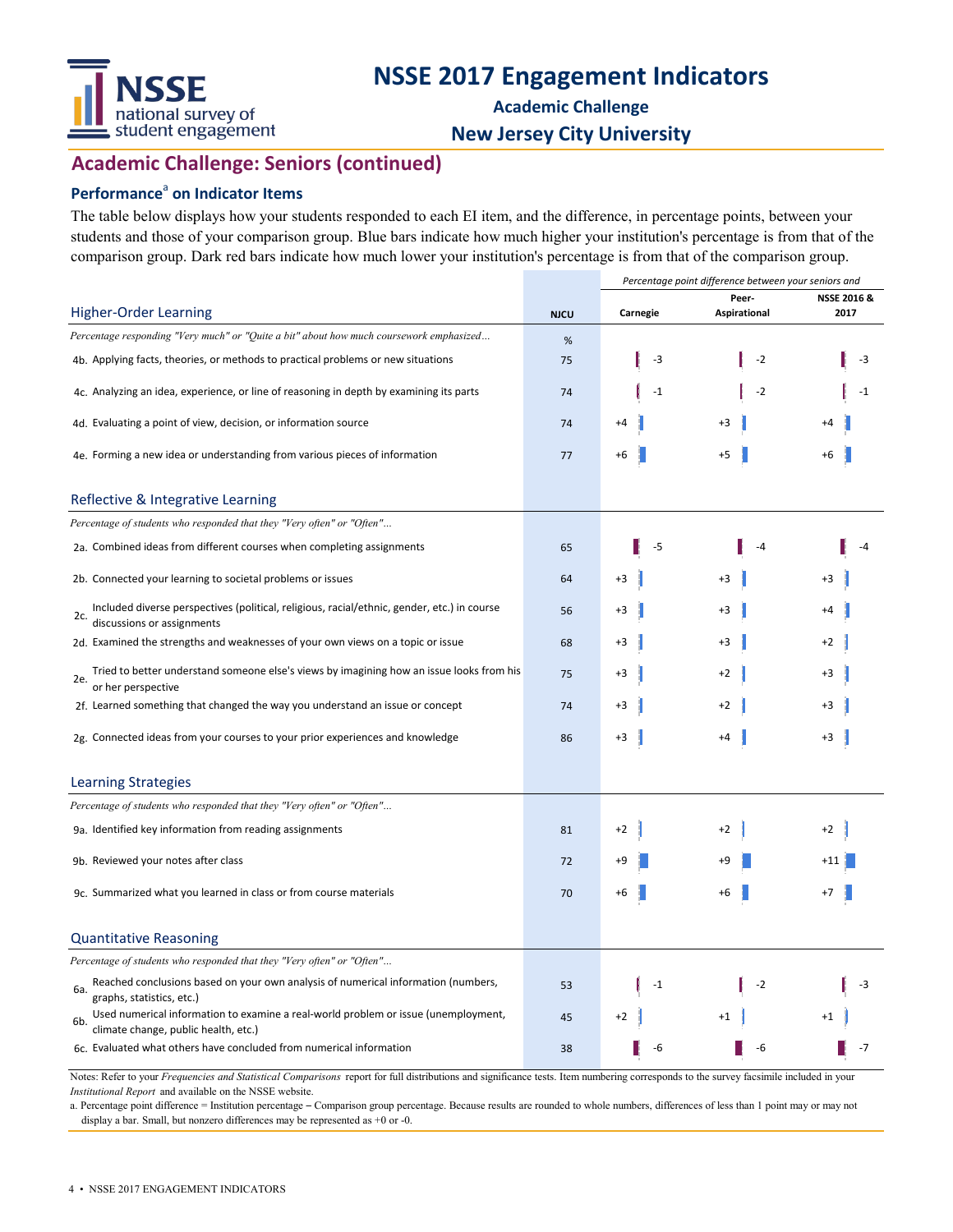# NSSE 2017 Engagement Indicators

**Academic Challenge**

**New Jersey City University**

## Academic Challenge: Seniors (continued)

### Performance[a] on Indicator Items

The table below displays how your students responded to each EI item, and the difference, in percentage points, between your students and those of your comparison group. Blue bars indicate how much higher your institution's percentage is from that of the comparison group. Dark red bars indicate how much lower your institution's percentage is from that of the comparison group.

| | NJCU | *Percentage point difference between your seniors and* | | |
|---|---|---|---|---|
| | | Carnegie | Peer-Aspirational | NSSE 2016 & 2017 |
| **Higher-Order Learning** | | | | |
| *Percentage responding "Very much" or "Quite a bit" about how much coursework emphasized…* | % | | | |
| 4b. Applying facts, theories, or methods to practical problems or new situations | 75 | -3 | -2 | -3 |
| 4c. Analyzing an idea, experience, or line of reasoning in depth by examining its parts | 74 | -1 | -2 | -1 |
| 4d. Evaluating a point of view, decision, or information source | 74 | +4 | +3 | +4 |
| 4e. Forming a new idea or understanding from various pieces of information | 77 | +6 | +5 | +6 |
| **Reflective & Integrative Learning** | | | | |
| *Percentage of students who responded that they "Very often" or "Often"…* | | | | |
| 2a. Combined ideas from different courses when completing assignments | 65 | -5 | -4 | -4 |
| 2b. Connected your learning to societal problems or issues | 64 | +3 | +3 | +3 |
| 2c. Included diverse perspectives (political, religious, racial/ethnic, gender, etc.) in course discussions or assignments | 56 | +3 | +3 | +4 |
| 2d. Examined the strengths and weaknesses of your own views on a topic or issue | 68 | +3 | +3 | +2 |
| 2e. Tried to better understand someone else's views by imagining how an issue looks from his or her perspective | 75 | +3 | +2 | +3 |
| 2f. Learned something that changed the way you understand an issue or concept | 74 | +3 | +2 | +3 |
| 2g. Connected ideas from your courses to your prior experiences and knowledge | 86 | +3 | +4 | +3 |
| **Learning Strategies** | | | | |
| *Percentage of students who responded that they "Very often" or "Often"…* | | | | |
| 9a. Identified key information from reading assignments | 81 | +2 | +2 | +2 |
| 9b. Reviewed your notes after class | 72 | +9 | +9 | +11 |
| 9c. Summarized what you learned in class or from course materials | 70 | +6 | +6 | +7 |
| **Quantitative Reasoning** | | | | |
| *Percentage of students who responded that they "Very often" or "Often"…* | | | | |
| 6a. Reached conclusions based on your own analysis of numerical information (numbers, graphs, statistics, etc.) | 53 | -1 | -2 | -3 |
| 6b. Used numerical information to examine a real-world problem or issue (unemployment, climate change, public health, etc.) | 45 | +2 | +1 | +1 |
| 6c. Evaluated what others have concluded from numerical information | 38 | -6 | -6 | -7 |

Notes: Refer to your *Frequencies and Statistical Comparisons* report for full distributions and significance tests. Item numbering corresponds to the survey facsimile included in your *Institutional Report* and available on the NSSE website.

a. Percentage point difference = Institution percentage – Comparison group percentage. Because results are rounded to whole numbers, differences of less than 1 point may or may not display a bar. Small, but nonzero differences may be represented as +0 or -0.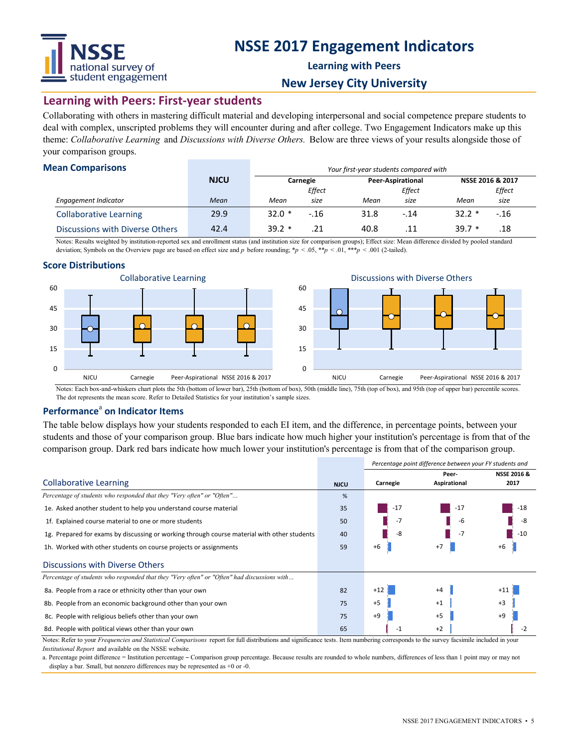# NSSE 2017 Engagement Indicators

**Learning with Peers**

**New Jersey City University**

## Learning with Peers: First-year students

Collaborating with others in mastering difficult material and developing interpersonal and social competence prepare students to deal with complex, unscripted problems they will encounter during and after college. Two Engagement Indicators make up this theme: *Collaborative Learning* and *Discussions with Diverse Others.* Below are three views of your results alongside those of your comparison groups.

### Mean Comparisons

| | NJCU | *Your first-year students compared with* | | | | | |
|---|---|---|---|---|---|---|---|
| | | **Carnegie** | | **Peer-Aspirational** | | **NSSE 2016 & 2017** | |
| *Engagement Indicator* | *Mean* | *Mean* | *Effect size* | *Mean* | *Effect size* | *Mean* | *Effect size* |
| Collaborative Learning | 29.9 | 32.0 * | -.16 | 31.8 | -.14 | 32.2 * | -.16 |
| Discussions with Diverse Others | 42.4 | 39.2 * | .21 | 40.8 | .11 | 39.7 * | .18 |

Notes: Results weighted by institution-reported sex and enrollment status (and institution size for comparison groups); Effect size: Mean difference divided by pooled standard deviation; Symbols on the Overview page are based on effect size and $p$ before rounding; $*p < .05$, $**p < .01$, $***p < .001$ (2-tailed).

### Score Distributions

Collaborative Learning — NJCU, Carnegie, Peer-Aspirational, NSSE 2016 & 2017

Discussions with Diverse Others — NJCU, Carnegie, Peer-Aspirational, NSSE 2016 & 2017

Notes: Each box-and-whiskers chart plots the 5th (bottom of lower bar), 25th (bottom of box), 50th (middle line), 75th (top of box), and 95th (top of upper bar) percentile scores. The dot represents the mean score. Refer to Detailed Statistics for your institution's sample sizes.

### Performance[a] on Indicator Items

The table below displays how your students responded to each EI item, and the difference, in percentage points, between your students and those of your comparison group. Blue bars indicate how much higher your institution's percentage is from that of the comparison group. Dark red bars indicate how much lower your institution's percentage is from that of the comparison group.

| | NJCU | *Percentage point difference between your FY students and* | | |
|---|---|---|---|---|
| | | **Carnegie** | **Peer-Aspirational** | **NSSE 2016 & 2017** |
| **Collaborative Learning** | | | | |
| *Percentage of students who responded that they "Very often" or "Often"...* | % | | | |
| 1e. Asked another student to help you understand course material | 35 | -17 | -17 | -18 |
| 1f. Explained course material to one or more students | 50 | -7 | -6 | -8 |
| 1g. Prepared for exams by discussing or working through course material with other students | 40 | -8 | -7 | -10 |
| 1h. Worked with other students on course projects or assignments | 59 | +6 | +7 | +6 |
| **Discussions with Diverse Others** | | | | |
| *Percentage of students who responded that they "Very often" or "Often" had discussions with...* | | | | |
| 8a. People from a race or ethnicity other than your own | 82 | +12 | +4 | +11 |
| 8b. People from an economic background other than your own | 75 | +5 | +1 | +3 |
| 8c. People with religious beliefs other than your own | 75 | +9 | +5 | +9 |
| 8d. People with political views other than your own | 65 | -1 | +2 | -2 |

Notes: Refer to your *Frequencies and Statistical Comparisons* report for full distributions and significance tests. Item numbering corresponds to the survey facsimile included in your *Institutional Report* and available on the NSSE website.

a. Percentage point difference = Institution percentage – Comparison group percentage. Because results are rounded to whole numbers, differences of less than 1 point may or may not display a bar. Small, but nonzero differences may be represented as +0 or -0.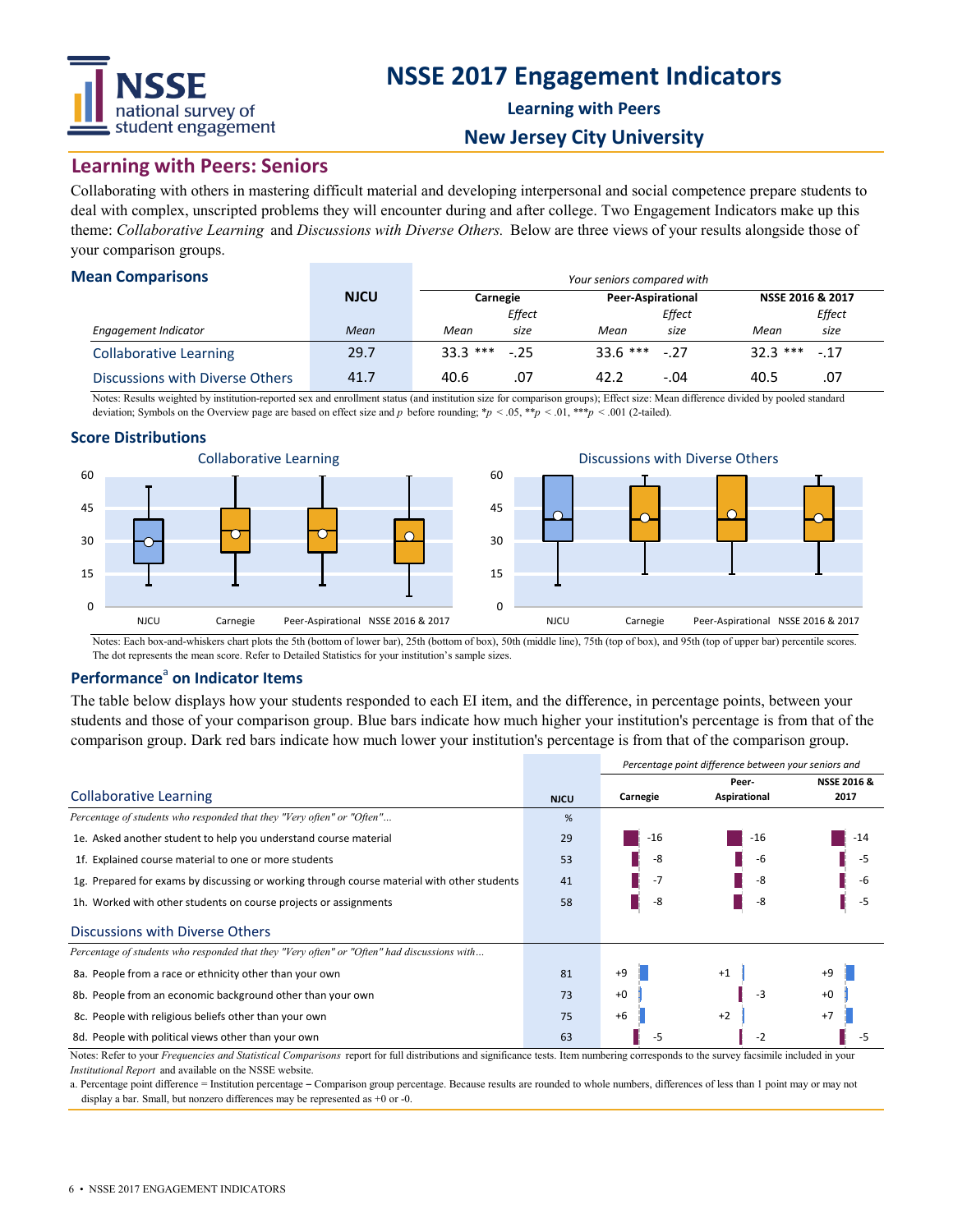# NSSE 2017 Engagement Indicators

**Learning with Peers**

**New Jersey City University**

## Learning with Peers: Seniors

Collaborating with others in mastering difficult material and developing interpersonal and social competence prepare students to deal with complex, unscripted problems they will encounter during and after college. Two Engagement Indicators make up this theme: *Collaborative Learning* and *Discussions with Diverse Others.* Below are three views of your results alongside those of your comparison groups.

### Mean Comparisons

| | NJCU | Your seniors compared with | | | | | |
|---|---|---|---|---|---|---|---|
| | | Carnegie | | Peer-Aspirational | | NSSE 2016 & 2017 | |
| *Engagement Indicator* | *Mean* | *Mean* | *Effect size* | *Mean* | *Effect size* | *Mean* | *Effect size* |
| Collaborative Learning | 29.7 | 33.3 *** | -.25 | 33.6 *** | -.27 | 32.3 *** | -.17 |
| Discussions with Diverse Others | 41.7 | 40.6 | .07 | 42.2 | -.04 | 40.5 | .07 |

Notes: Results weighted by institution-reported sex and enrollment status (and institution size for comparison groups); Effect size: Mean difference divided by pooled standard deviation; Symbols on the Overview page are based on effect size and *p* before rounding; *$p < .05$, **$p < .01$, ***$p < .001$ (2-tailed).

### Score Distributions

Collaborative Learning | Discussions with Diverse Others

(Box plots for NJCU, Carnegie, Peer-Aspirational, NSSE 2016 & 2017; scale 0–60)

Notes: Each box-and-whiskers chart plots the 5th (bottom of lower bar), 25th (bottom of box), 50th (middle line), 75th (top of box), and 95th (top of upper bar) percentile scores. The dot represents the mean score. Refer to Detailed Statistics for your institution's sample sizes.

### Performance[a] on Indicator Items

The table below displays how your students responded to each EI item, and the difference, in percentage points, between your students and those of your comparison group. Blue bars indicate how much higher your institution's percentage is from that of the comparison group. Dark red bars indicate how much lower your institution's percentage is from that of the comparison group.

| | NJCU | Percentage point difference between your seniors and | | |
|---|---|---|---|---|
| **Collaborative Learning** | | Carnegie | Peer-Aspirational | NSSE 2016 & 2017 |
| *Percentage of students who responded that they "Very often" or "Often"...* | % | | | |
| 1e. Asked another student to help you understand course material | 29 | -16 | -16 | -14 |
| 1f. Explained course material to one or more students | 53 | -8 | -6 | -5 |
| 1g. Prepared for exams by discussing or working through course material with other students | 41 | -7 | -8 | -6 |
| 1h. Worked with other students on course projects or assignments | 58 | -8 | -8 | -5 |
| **Discussions with Diverse Others** | | | | |
| *Percentage of students who responded that they "Very often" or "Often" had discussions with...* | | | | |
| 8a. People from a race or ethnicity other than your own | 81 | +9 | +1 | +9 |
| 8b. People from an economic background other than your own | 73 | +0 | -3 | +0 |
| 8c. People with religious beliefs other than your own | 75 | +6 | +2 | +7 |
| 8d. People with political views other than your own | 63 | -5 | -2 | -5 |

Notes: Refer to your *Frequencies and Statistical Comparisons* report for full distributions and significance tests. Item numbering corresponds to the survey facsimile included in your *Institutional Report* and available on the NSSE website.

a. Percentage point difference = Institution percentage – Comparison group percentage. Because results are rounded to whole numbers, differences of less than 1 point may or may not display a bar. Small, but nonzero differences may be represented as +0 or -0.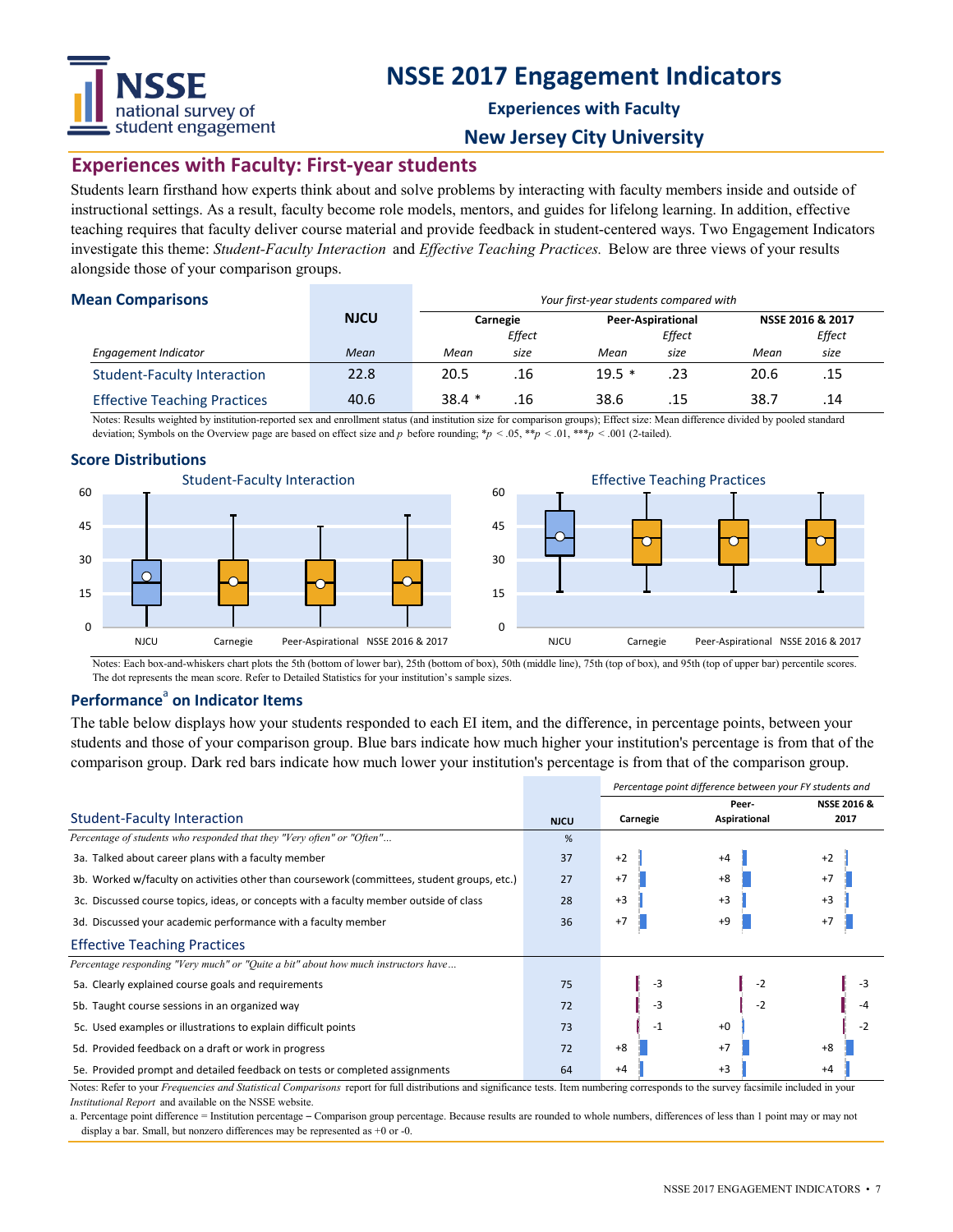# NSSE 2017 Engagement Indicators

**Experiences with Faculty**

**New Jersey City University**

## Experiences with Faculty: First-year students

Students learn firsthand how experts think about and solve problems by interacting with faculty members inside and outside of instructional settings. As a result, faculty become role models, mentors, and guides for lifelong learning. In addition, effective teaching requires that faculty deliver course material and provide feedback in student-centered ways. Two Engagement Indicators investigate this theme: *Student-Faculty Interaction* and *Effective Teaching Practices.* Below are three views of your results alongside those of your comparison groups.

### Mean Comparisons

| | NJCU | *Your first-year students compared with* | | | | | |
|---|---|---|---|---|---|---|---|
| | | Carnegie | | Peer-Aspirational | | NSSE 2016 & 2017 | |
| *Engagement Indicator* | *Mean* | *Mean* | *Effect size* | *Mean* | *Effect size* | *Mean* | *Effect size* |
| Student-Faculty Interaction | 22.8 | 20.5 | .16 | 19.5 * | .23 | 20.6 | .15 |
| Effective Teaching Practices | 40.6 | 38.4 * | .16 | 38.6 | .15 | 38.7 | .14 |

Notes: Results weighted by institution-reported sex and enrollment status (and institution size for comparison groups); Effect size: Mean difference divided by pooled standard deviation; Symbols on the Overview page are based on effect size and $p$ before rounding; $*p < .05$, $**p < .01$, $***p < .001$ (2-tailed).

### Score Distributions

Notes: Each box-and-whiskers chart plots the 5th (bottom of lower bar), 25th (bottom of box), 50th (middle line), 75th (top of box), and 95th (top of upper bar) percentile scores. The dot represents the mean score. Refer to Detailed Statistics for your institution's sample sizes.

### Performance[a] on Indicator Items

The table below displays how your students responded to each EI item, and the difference, in percentage points, between your students and those of your comparison group. Blue bars indicate how much higher your institution's percentage is from that of the comparison group. Dark red bars indicate how much lower your institution's percentage is from that of the comparison group.

| | NJCU | *Percentage point difference between your FY students and* | | |
|---|---|---|---|---|
| **Student-Faculty Interaction** | | Carnegie | Peer-Aspirational | NSSE 2016 & 2017 |
| *Percentage of students who responded that they "Very often" or "Often"...* | % | | | |
| 3a. Talked about career plans with a faculty member | 37 | +2 | +4 | +2 |
| 3b. Worked w/faculty on activities other than coursework (committees, student groups, etc.) | 27 | +7 | +8 | +7 |
| 3c. Discussed course topics, ideas, or concepts with a faculty member outside of class | 28 | +3 | +3 | +3 |
| 3d. Discussed your academic performance with a faculty member | 36 | +7 | +9 | +7 |
| **Effective Teaching Practices** | | | | |
| *Percentage responding "Very much" or "Quite a bit" about how much instructors have...* | | | | |
| 5a. Clearly explained course goals and requirements | 75 | -3 | -2 | -3 |
| 5b. Taught course sessions in an organized way | 72 | -3 | -2 | -4 |
| 5c. Used examples or illustrations to explain difficult points | 73 | -1 | +0 | -2 |
| 5d. Provided feedback on a draft or work in progress | 72 | +8 | +7 | +8 |
| 5e. Provided prompt and detailed feedback on tests or completed assignments | 64 | +4 | +3 | +4 |

Notes: Refer to your *Frequencies and Statistical Comparisons* report for full distributions and significance tests. Item numbering corresponds to the survey facsimile included in your *Institutional Report* and available on the NSSE website.

a. Percentage point difference = Institution percentage – Comparison group percentage. Because results are rounded to whole numbers, differences of less than 1 point may or may not display a bar. Small, but nonzero differences may be represented as +0 or -0.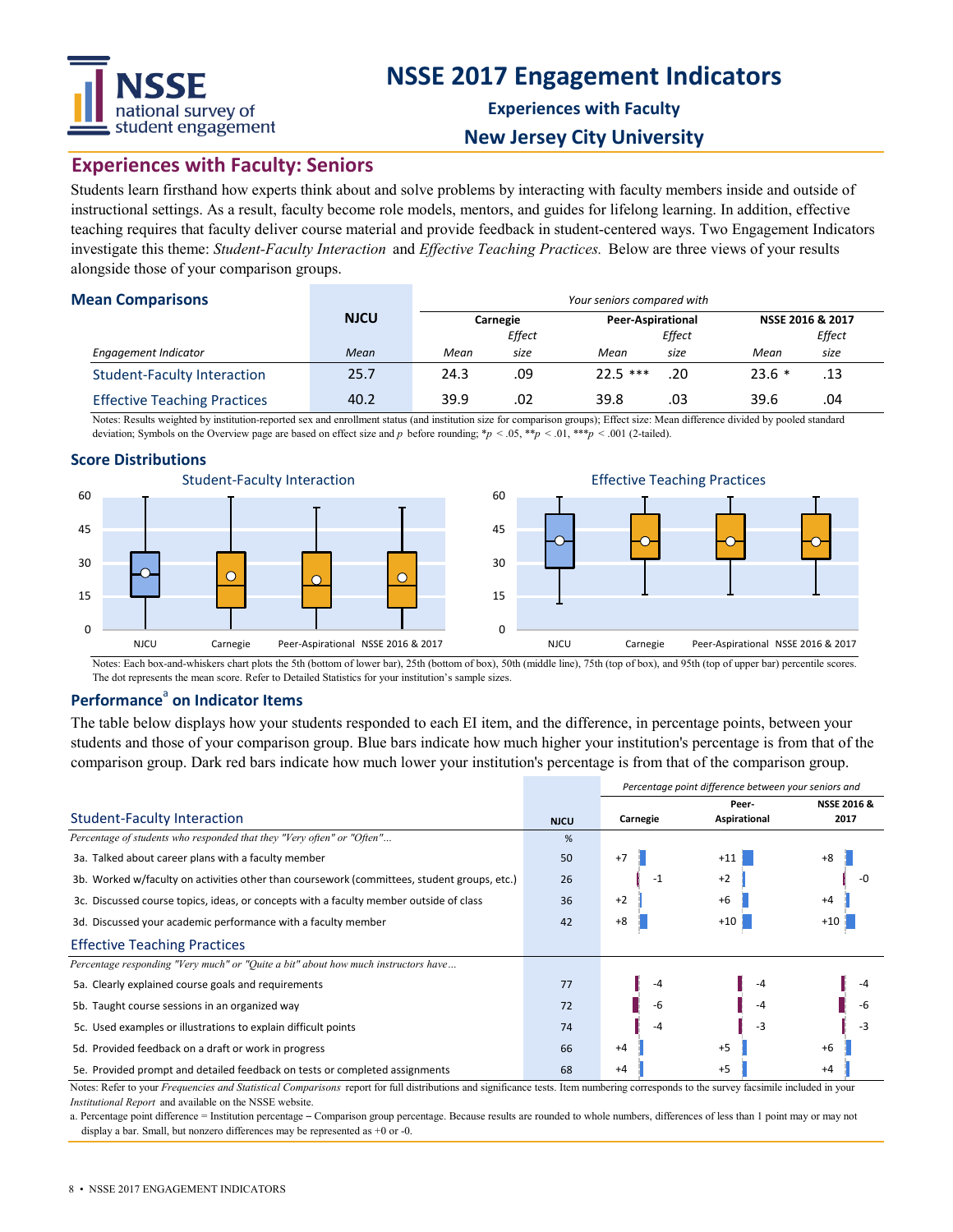# NSSE 2017 Engagement Indicators

**Experiences with Faculty**

**New Jersey City University**

## Experiences with Faculty: Seniors

Students learn firsthand how experts think about and solve problems by interacting with faculty members inside and outside of instructional settings. As a result, faculty become role models, mentors, and guides for lifelong learning. In addition, effective teaching requires that faculty deliver course material and provide feedback in student-centered ways. Two Engagement Indicators investigate this theme: *Student-Faculty Interaction* and *Effective Teaching Practices.* Below are three views of your results alongside those of your comparison groups.

### Mean Comparisons

| | NJCU | *Your seniors compared with* | | | | | |
|---|---|---|---|---|---|---|---|
| | | Carnegie | | Peer-Aspirational | | NSSE 2016 & 2017 | |
| *Engagement Indicator* | *Mean* | *Mean* | *Effect size* | *Mean* | *Effect size* | *Mean* | *Effect size* |
| Student-Faculty Interaction | 25.7 | 24.3 | .09 | 22.5 *** | .20 | 23.6 * | .13 |
| Effective Teaching Practices | 40.2 | 39.9 | .02 | 39.8 | .03 | 39.6 | .04 |

Notes: Results weighted by institution-reported sex and enrollment status (and institution size for comparison groups); Effect size: Mean difference divided by pooled standard deviation; Symbols on the Overview page are based on effect size and $p$ before rounding; $*p < .05$, $**p < .01$, $***p < .001$ (2-tailed).

### Score Distributions

Student-Faculty Interaction | Effective Teaching Practices

Notes: Each box-and-whiskers chart plots the 5th (bottom of lower bar), 25th (bottom of box), 50th (middle line), 75th (top of box), and 95th (top of upper bar) percentile scores. The dot represents the mean score. Refer to Detailed Statistics for your institution's sample sizes.

### Performance[a] on Indicator Items

The table below displays how your students responded to each EI item, and the difference, in percentage points, between your students and those of your comparison group. Blue bars indicate how much higher your institution's percentage is from that of the comparison group. Dark red bars indicate how much lower your institution's percentage is from that of the comparison group.

| Student-Faculty Interaction | NJCU | Carnegie | Peer-Aspirational | NSSE 2016 & 2017 |
|---|---|---|---|---|
| *Percentage of students who responded that they "Very often" or "Often"...* | % | *Percentage point difference between your seniors and* | | |
| 3a. Talked about career plans with a faculty member | 50 | +7 | +11 | +8 |
| 3b. Worked w/faculty on activities other than coursework (committees, student groups, etc.) | 26 | -1 | +2 | -0 |
| 3c. Discussed course topics, ideas, or concepts with a faculty member outside of class | 36 | +2 | +6 | +4 |
| 3d. Discussed your academic performance with a faculty member | 42 | +8 | +10 | +10 |
| **Effective Teaching Practices** | | | | |
| *Percentage responding "Very much" or "Quite a bit" about how much instructors have...* | | | | |
| 5a. Clearly explained course goals and requirements | 77 | -4 | -4 | -4 |
| 5b. Taught course sessions in an organized way | 72 | -6 | -4 | -6 |
| 5c. Used examples or illustrations to explain difficult points | 74 | -4 | -3 | -3 |
| 5d. Provided feedback on a draft or work in progress | 66 | +4 | +5 | +6 |
| 5e. Provided prompt and detailed feedback on tests or completed assignments | 68 | +4 | +5 | +4 |

Notes: Refer to your *Frequencies and Statistical Comparisons* report for full distributions and significance tests. Item numbering corresponds to the survey facsimile included in your *Institutional Report* and available on the NSSE website.

a. Percentage point difference = Institution percentage – Comparison group percentage. Because results are rounded to whole numbers, differences of less than 1 point may or may not display a bar. Small, but nonzero differences may be represented as +0 or -0.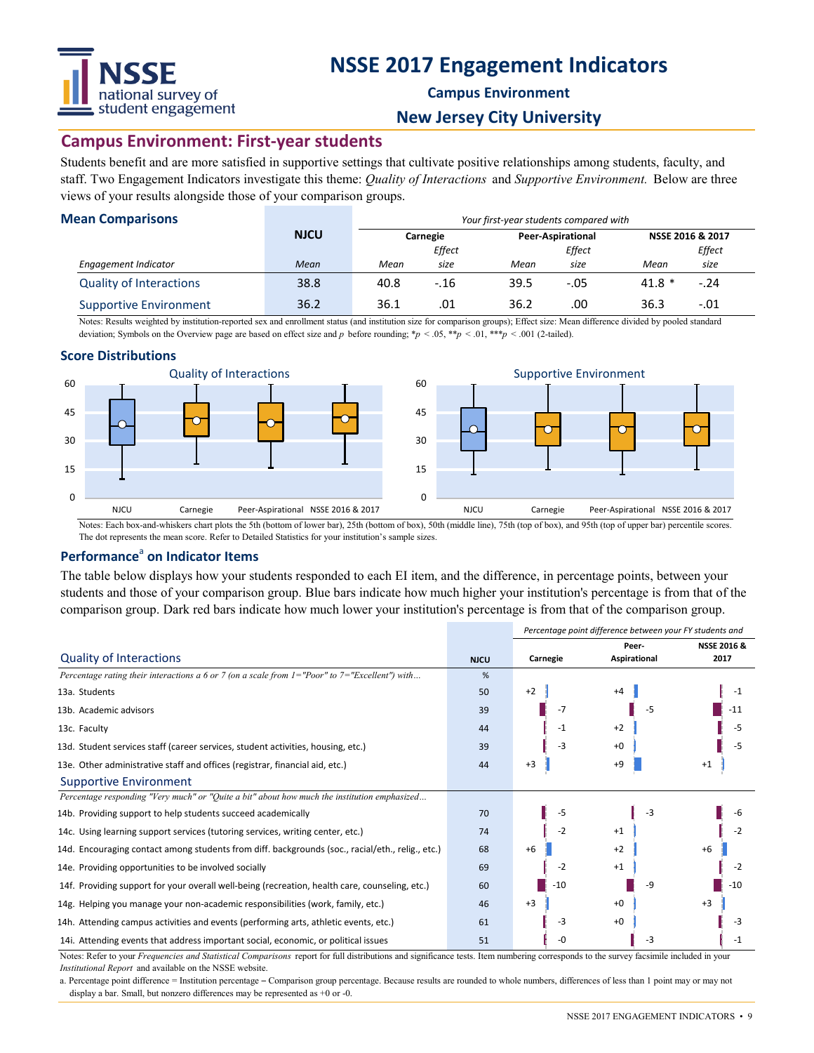# NSSE 2017 Engagement Indicators

**Campus Environment**

**New Jersey City University**

## Campus Environment: First-year students

Students benefit and are more satisfied in supportive settings that cultivate positive relationships among students, faculty, and staff. Two Engagement Indicators investigate this theme: *Quality of Interactions* and *Supportive Environment.* Below are three views of your results alongside those of your comparison groups.

### Mean Comparisons

| | NJCU | *Your first-year students compared with* | | | | | |
|---|---|---|---|---|---|---|---|
| | | Carnegie | | Peer-Aspirational | | NSSE 2016 & 2017 | |
| *Engagement Indicator* | *Mean* | *Mean* | *Effect size* | *Mean* | *Effect size* | *Mean* | *Effect size* |
| Quality of Interactions | 38.8 | 40.8 | -.16 | 39.5 | -.05 | 41.8 * | -.24 |
| Supportive Environment | 36.2 | 36.1 | .01 | 36.2 | .00 | 36.3 | -.01 |

Notes: Results weighted by institution-reported sex and enrollment status (and institution size for comparison groups); Effect size: Mean difference divided by pooled standard deviation; Symbols on the Overview page are based on effect size and $p$ before rounding; $*p < .05$, $**p < .01$, $***p < .001$ (2-tailed).

### Score Distributions

Quality of Interactions

Supportive Environment

Notes: Each box-and-whiskers chart plots the 5th (bottom of lower bar), 25th (bottom of box), 50th (middle line), 75th (top of box), and 95th (top of upper bar) percentile scores. The dot represents the mean score. Refer to Detailed Statistics for your institution's sample sizes.

### Performance[a] on Indicator Items

The table below displays how your students responded to each EI item, and the difference, in percentage points, between your students and those of your comparison group. Blue bars indicate how much higher your institution's percentage is from that of the comparison group. Dark red bars indicate how much lower your institution's percentage is from that of the comparison group.

| | NJCU | *Percentage point difference between your FY students and* | | |
|---|---|---|---|---|
| **Quality of Interactions** | | Carnegie | Peer-Aspirational | NSSE 2016 & 2017 |
| *Percentage rating their interactions a 6 or 7 (on a scale from 1="Poor" to 7="Excellent") with...* | % | | | |
| 13a. Students | 50 | +2 | +4 | -1 |
| 13b. Academic advisors | 39 | -7 | -5 | -11 |
| 13c. Faculty | 44 | -1 | +2 | -5 |
| 13d. Student services staff (career services, student activities, housing, etc.) | 39 | -3 | +0 | -5 |
| 13e. Other administrative staff and offices (registrar, financial aid, etc.) | 44 | +3 | +9 | +1 |
| **Supportive Environment** | | | | |
| *Percentage responding "Very much" or "Quite a bit" about how much the institution emphasized...* | | | | |
| 14b. Providing support to help students succeed academically | 70 | -5 | -3 | -6 |
| 14c. Using learning support services (tutoring services, writing center, etc.) | 74 | -2 | +1 | -2 |
| 14d. Encouraging contact among students from diff. backgrounds (soc., racial/eth., relig., etc.) | 68 | +6 | +2 | +6 |
| 14e. Providing opportunities to be involved socially | 69 | -2 | +1 | -2 |
| 14f. Providing support for your overall well-being (recreation, health care, counseling, etc.) | 60 | -10 | -9 | -10 |
| 14g. Helping you manage your non-academic responsibilities (work, family, etc.) | 46 | +3 | +0 | +3 |
| 14h. Attending campus activities and events (performing arts, athletic events, etc.) | 61 | -3 | +0 | -3 |
| 14i. Attending events that address important social, economic, or political issues | 51 | -0 | -3 | -1 |

Notes: Refer to your *Frequencies and Statistical Comparisons* report for full distributions and significance tests. Item numbering corresponds to the survey facsimile included in your *Institutional Report* and available on the NSSE website.

a. Percentage point difference = Institution percentage – Comparison group percentage. Because results are rounded to whole numbers, differences of less than 1 point may or may not display a bar. Small, but nonzero differences may be represented as +0 or -0.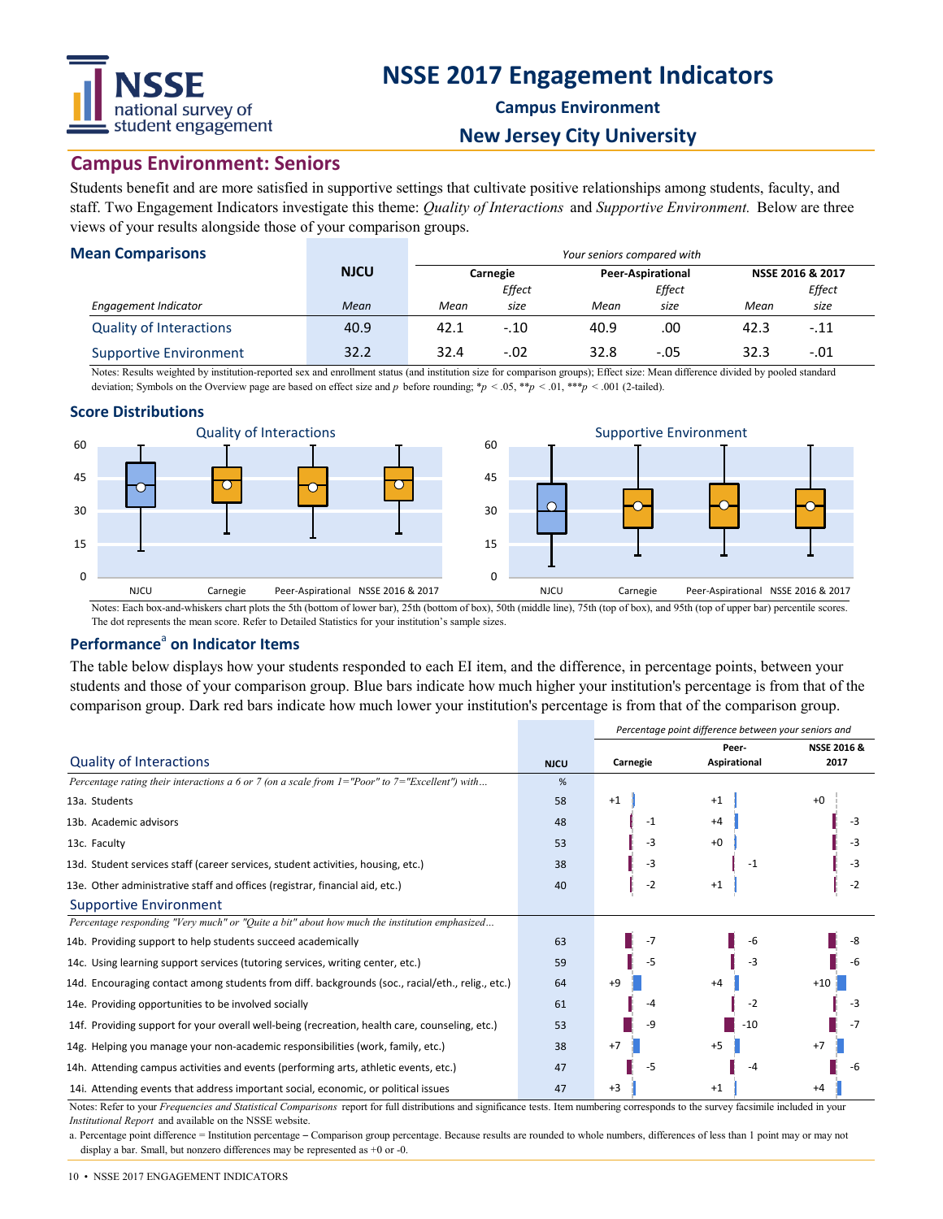# NSSE 2017 Engagement Indicators

**Campus Environment**

**New Jersey City University**

## Campus Environment: Seniors

Students benefit and are more satisfied in supportive settings that cultivate positive relationships among students, faculty, and staff. Two Engagement Indicators investigate this theme: *Quality of Interactions* and *Supportive Environment.* Below are three views of your results alongside those of your comparison groups.

### Mean Comparisons

| | NJCU | Carnegie | | Peer-Aspirational | | NSSE 2016 & 2017 | |
|---|---|---|---|---|---|---|---|
| *Engagement Indicator* | *Mean* | *Mean* | *Effect size* | *Mean* | *Effect size* | *Mean* | *Effect size* |
| Quality of Interactions | 40.9 | 42.1 | -.10 | 40.9 | .00 | 42.3 | -.11 |
| Supportive Environment | 32.2 | 32.4 | -.02 | 32.8 | -.05 | 32.3 | -.01 |

*Your seniors compared with* Carnegie, Peer-Aspirational, and NSSE 2016 & 2017.

Notes: Results weighted by institution-reported sex and enrollment status (and institution size for comparison groups); Effect size: Mean difference divided by pooled standard deviation; Symbols on the Overview page are based on effect size and $p$ before rounding; $*p < .05$, $**p < .01$, $***p < .001$ (2-tailed).

### Score Distributions

Quality of Interactions

Supportive Environment

Notes: Each box-and-whiskers chart plots the 5th (bottom of lower bar), 25th (bottom of box), 50th (middle line), 75th (top of box), and 95th (top of upper bar) percentile scores. The dot represents the mean score. Refer to Detailed Statistics for your institution's sample sizes.

### Performance[a] on Indicator Items

The table below displays how your students responded to each EI item, and the difference, in percentage points, between your students and those of your comparison group. Blue bars indicate how much higher your institution's percentage is from that of the comparison group. Dark red bars indicate how much lower your institution's percentage is from that of the comparison group.

| | NJCU | Carnegie | Peer-Aspirational | NSSE 2016 & 2017 |
|---|---|---|---|---|
| **Quality of Interactions** | | | | |
| *Percentage rating their interactions a 6 or 7 (on a scale from 1="Poor" to 7="Excellent") with...* | % | | | |
| 13a. Students | 58 | +1 | +1 | +0 |
| 13b. Academic advisors | 48 | -1 | +4 | -3 |
| 13c. Faculty | 53 | -3 | +0 | -3 |
| 13d. Student services staff (career services, student activities, housing, etc.) | 38 | -3 | -1 | -3 |
| 13e. Other administrative staff and offices (registrar, financial aid, etc.) | 40 | -2 | +1 | -2 |
| **Supportive Environment** | | | | |
| *Percentage responding "Very much" or "Quite a bit" about how much the institution emphasized...* | | | | |
| 14b. Providing support to help students succeed academically | 63 | -7 | -6 | -8 |
| 14c. Using learning support services (tutoring services, writing center, etc.) | 59 | -5 | -3 | -6 |
| 14d. Encouraging contact among students from diff. backgrounds (soc., racial/eth., relig., etc.) | 64 | +9 | +4 | +10 |
| 14e. Providing opportunities to be involved socially | 61 | -4 | -2 | -3 |
| 14f. Providing support for your overall well-being (recreation, health care, counseling, etc.) | 53 | -9 | -10 | -7 |
| 14g. Helping you manage your non-academic responsibilities (work, family, etc.) | 38 | +7 | +5 | +7 |
| 14h. Attending campus activities and events (performing arts, athletic events, etc.) | 47 | -5 | -4 | -6 |
| 14i. Attending events that address important social, economic, or political issues | 47 | +3 | +1 | +4 |

*Percentage point difference between your seniors and* Carnegie, Peer-Aspirational, and NSSE 2016 & 2017.

Notes: Refer to your *Frequencies and Statistical Comparisons* report for full distributions and significance tests. Item numbering corresponds to the survey facsimile included in your *Institutional Report* and available on the NSSE website.

a. Percentage point difference = Institution percentage – Comparison group percentage. Because results are rounded to whole numbers, differences of less than 1 point may or may not display a bar. Small, but nonzero differences may be represented as +0 or -0.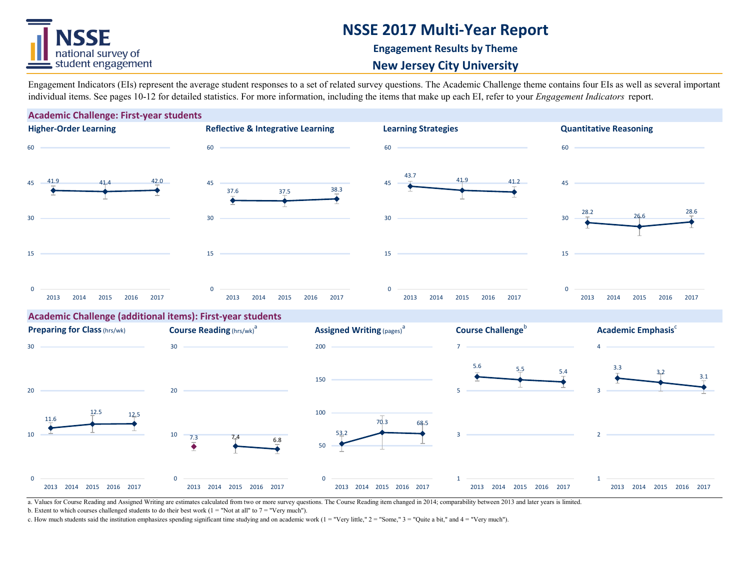# NSSE 2017 Multi-Year Report

## Engagement Results by Theme

## New Jersey City University

Engagement Indicators (EIs) represent the average student responses to a set of related survey questions. The Academic Challenge theme contains four EIs as well as several important individual items. See pages 10-12 for detailed statistics. For more information, including the items that make up each EI, refer to your *Engagement Indicators* report.

### Academic Challenge: First-year students

| Engagement Indicator | 2013 | 2015 | 2017 |
|---|---|---|---|
| Higher-Order Learning | 41.9 | 41.4 | 42.0 |
| Reflective & Integrative Learning | 37.6 | 37.5 | 38.3 |
| Learning Strategies | 43.7 | 41.9 | 41.2 |
| Quantitative Reasoning | 28.2 | 26.6 | 28.6 |

### Academic Challenge (additional items): First-year students

| Item | 2013 | 2015 | 2017 |
|---|---|---|---|
| Preparing for Class (hrs/wk) | 11.6 | 12.5 | 12.5 |
| Course Reading (hrs/wk)[a] | 7.3 | 7.4 | 6.8 |
| Assigned Writing (pages)[a] | 53.2 | 70.3 | 68.5 |
| Course Challenge[b] | 5.6 | 5.5 | 5.4 |
| Academic Emphasis[c] | 3.3 | 3.2 | 3.1 |

a. Values for Course Reading and Assigned Writing are estimates calculated from two or more survey questions. The Course Reading item changed in 2014; comparability between 2013 and later years is limited.

b. Extent to which courses challenged students to do their best work (1 = "Not at all" to 7 = "Very much").

c. How much students said the institution emphasizes spending significant time studying and on academic work (1 = "Very little," 2 = "Some," 3 = "Quite a bit," and 4 = "Very much").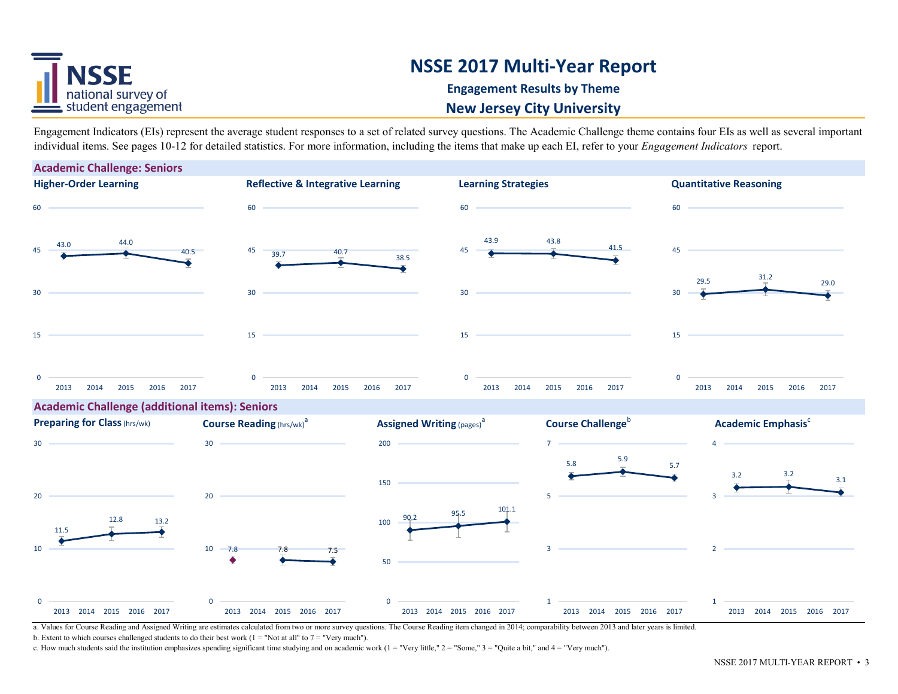# NSSE 2017 Multi-Year Report

### Engagement Results by Theme

### New Jersey City University

Engagement Indicators (EIs) represent the average student responses to a set of related survey questions. The Academic Challenge theme contains four EIs as well as several important individual items. See pages 10-12 for detailed statistics. For more information, including the items that make up each EI, refer to your *Engagement Indicators* report.

## Academic Challenge: Seniors

**Higher-Order Learning**

| Year | 2013 | 2015 | 2017 |
|---|---|---|---|
| Score | 43.0 | 44.0 | 40.5 |

**Reflective & Integrative Learning**

| Year | 2013 | 2015 | 2017 |
|---|---|---|---|
| Score | 39.7 | 40.7 | 38.5 |

**Learning Strategies**

| Year | 2013 | 2015 | 2017 |
|---|---|---|---|
| Score | 43.9 | 43.8 | 41.5 |

**Quantitative Reasoning**

| Year | 2013 | 2015 | 2017 |
|---|---|---|---|
| Score | 29.5 | 31.2 | 29.0 |

## Academic Challenge (additional items): Seniors

**Preparing for Class** (hrs/wk)

| Year | 2013 | 2015 | 2017 |
|---|---|---|---|
| Value | 11.5 | 12.8 | 13.2 |

**Course Reading** (hrs/wk)[a]

| Year | 2013 | 2015 | 2017 |
|---|---|---|---|
| Value | 7.8 | 7.8 | 7.5 |

**Assigned Writing** (pages)[a]

| Year | 2013 | 2015 | 2017 |
|---|---|---|---|
| Value | 90.2 | 95.5 | 101.1 |

**Course Challenge**[b]

| Year | 2013 | 2015 | 2017 |
|---|---|---|---|
| Value | 5.8 | 5.9 | 5.7 |

**Academic Emphasis**[c]

| Year | 2013 | 2015 | 2017 |
|---|---|---|---|
| Value | 3.2 | 3.2 | 3.1 |

a. Values for Course Reading and Assigned Writing are estimates calculated from two or more survey questions. The Course Reading item changed in 2014; comparability between 2013 and later years is limited.

b. Extent to which courses challenged students to do their best work (1 = "Not at all" to 7 = "Very much").

c. How much students said the institution emphasizes spending significant time studying and on academic work (1 = "Very little," 2 = "Some," 3 = "Quite a bit," and 4 = "Very much").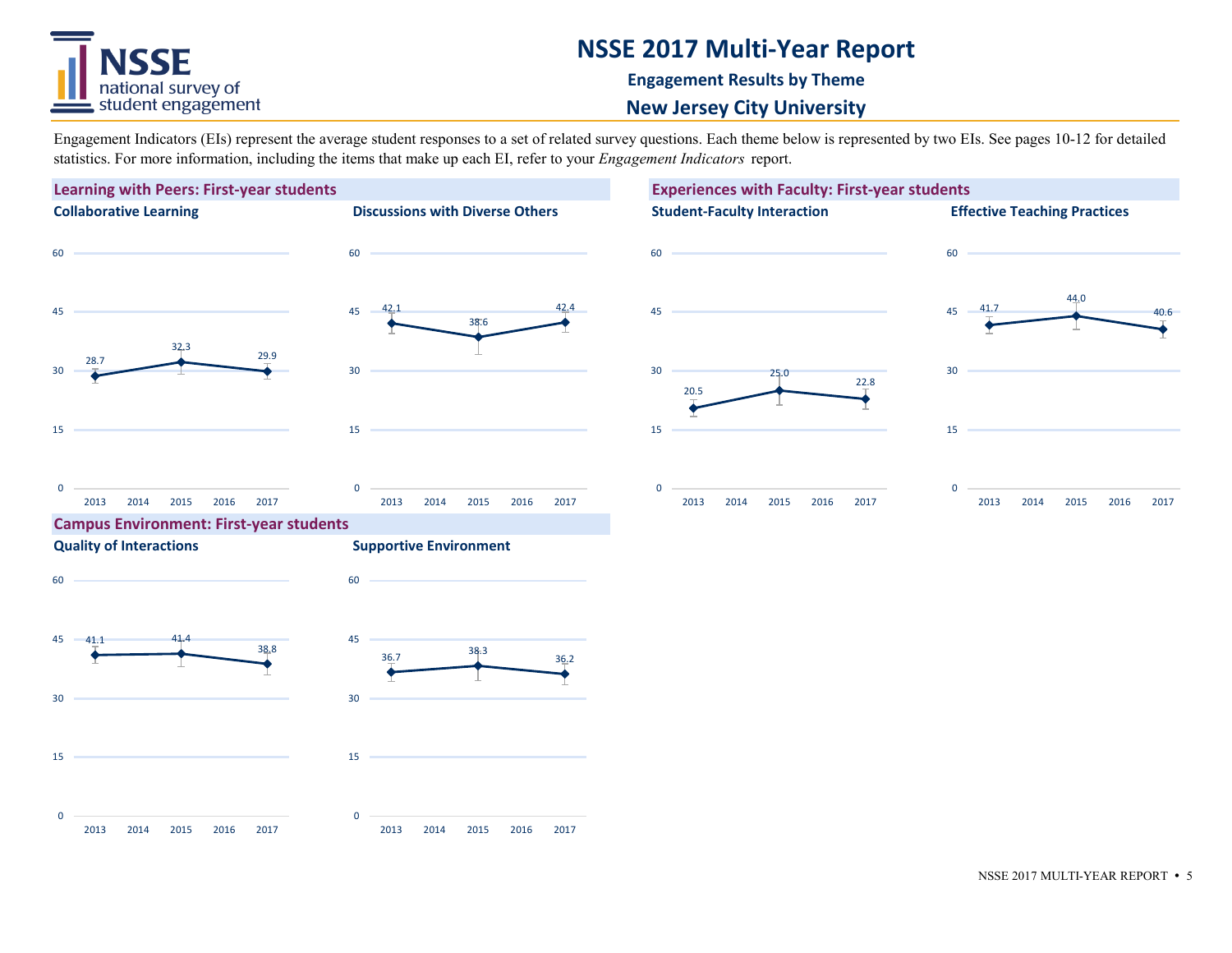# NSSE 2017 Multi-Year Report

**Engagement Results by Theme**

**New Jersey City University**

Engagement Indicators (EIs) represent the average student responses to a set of related survey questions. Each theme below is represented by two EIs. See pages 10-12 for detailed statistics. For more information, including the items that make up each EI, refer to your *Engagement Indicators* report.

## Learning with Peers: First-year students

### Collaborative Learning

| Year | Score |
|---|---|
| 2013 | 28.7 |
| 2015 | 32.3 |
| 2017 | 29.9 |

### Discussions with Diverse Others

| Year | Score |
|---|---|
| 2013 | 42.1 |
| 2015 | 38.6 |
| 2017 | 42.4 |

## Experiences with Faculty: First-year students

### Student-Faculty Interaction

| Year | Score |
|---|---|
| 2013 | 20.5 |
| 2015 | 25.0 |
| 2017 | 22.8 |

### Effective Teaching Practices

| Year | Score |
|---|---|
| 2013 | 41.7 |
| 2015 | 44.0 |
| 2017 | 40.6 |

## Campus Environment: First-year students

### Quality of Interactions

| Year | Score |
|---|---|
| 2013 | 41.1 |
| 2015 | 41.4 |
| 2017 | 38.8 |

### Supportive Environment

| Year | Score |
|---|---|
| 2013 | 36.7 |
| 2015 | 38.3 |
| 2017 | 36.2 |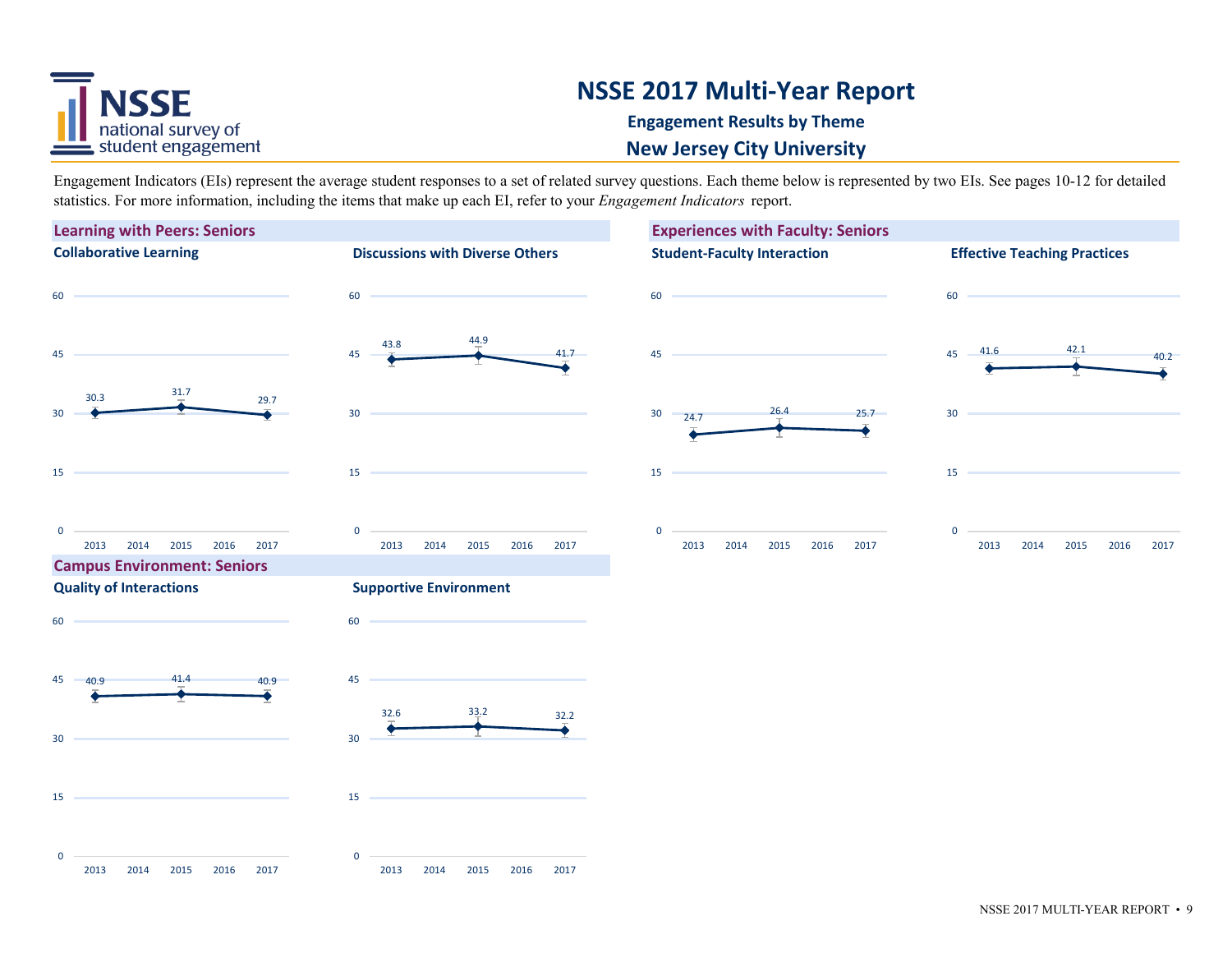# NSSE 2017 Multi-Year Report

**Engagement Results by Theme**

**New Jersey City University**

Engagement Indicators (EIs) represent the average student responses to a set of related survey questions. Each theme below is represented by two EIs. See pages 10-12 for detailed statistics. For more information, including the items that make up each EI, refer to your *Engagement Indicators* report.

## Learning with Peers: Seniors

### Collaborative Learning

60
45
30
15
0
30.3
31.7
29.7
2013 2014 2015 2016 2017

### Discussions with Diverse Others

60
45
30
15
0
43.8
44.9
41.7
2013 2014 2015 2016 2017

## Experiences with Faculty: Seniors

### Student-Faculty Interaction

60
45
30
15
0
24.7
26.4
25.7
2013 2014 2015 2016 2017

### Effective Teaching Practices

60
45
30
15
0
41.6
42.1
40.2
2013 2014 2015 2016 2017

## Campus Environment: Seniors

### Quality of Interactions

60
45
30
15
0
40.9
41.4
40.9
2013 2014 2015 2016 2017

### Supportive Environment

60
45
30
15
0
32.6
33.2
32.2
2013 2014 2015 2016 2017